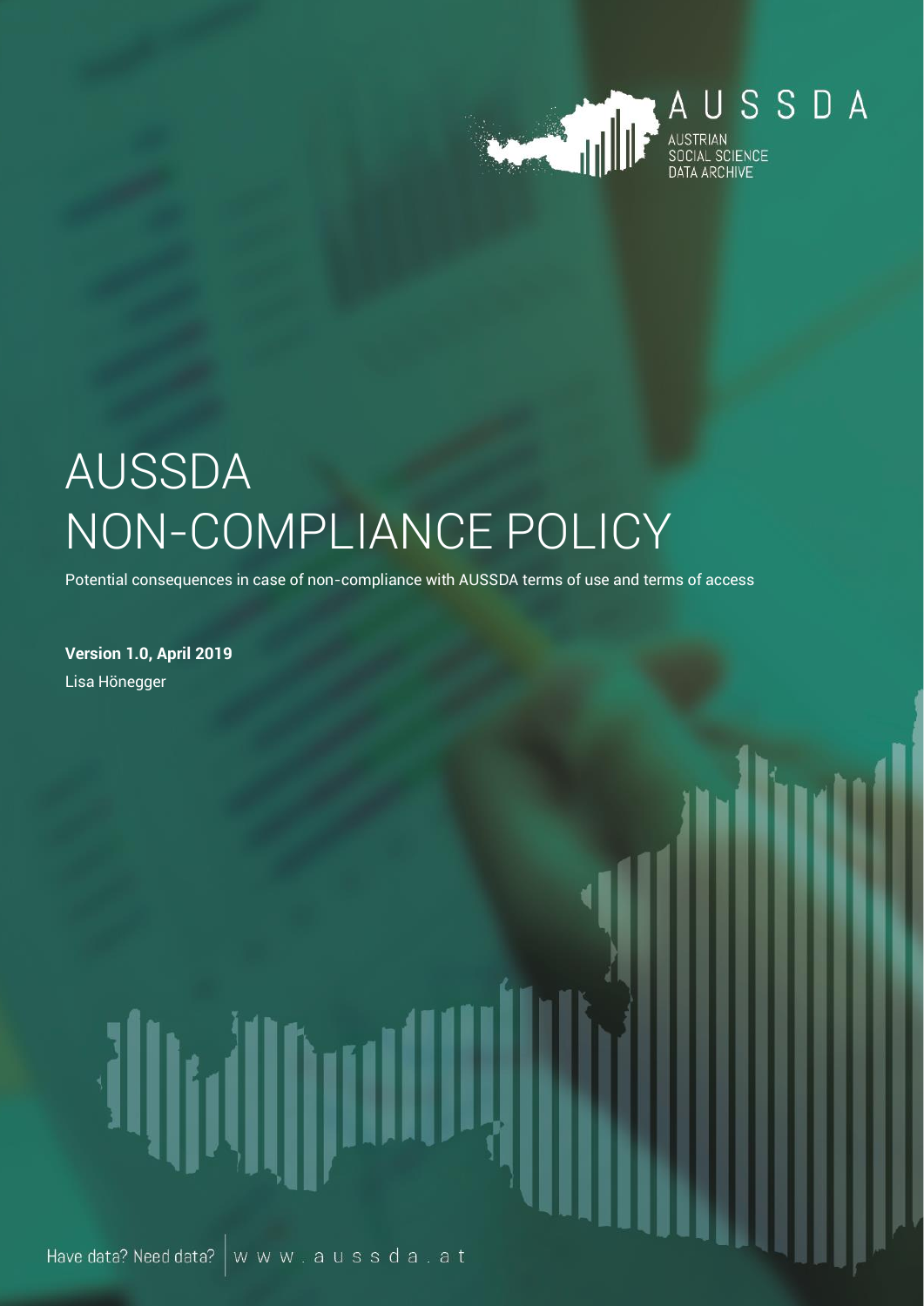AUSSDA

AUSTRIAN SOCIAL SCIENCE DATA ARCHIVE

# AUSSDA NON-COMPLIANCE POLICY

Potential consequences in case of non-compliance with AUSSDA terms of use and terms of access

**Version 1.0, April 2019**

Lisa Hönegger

Have data? Need data? www.aussda.at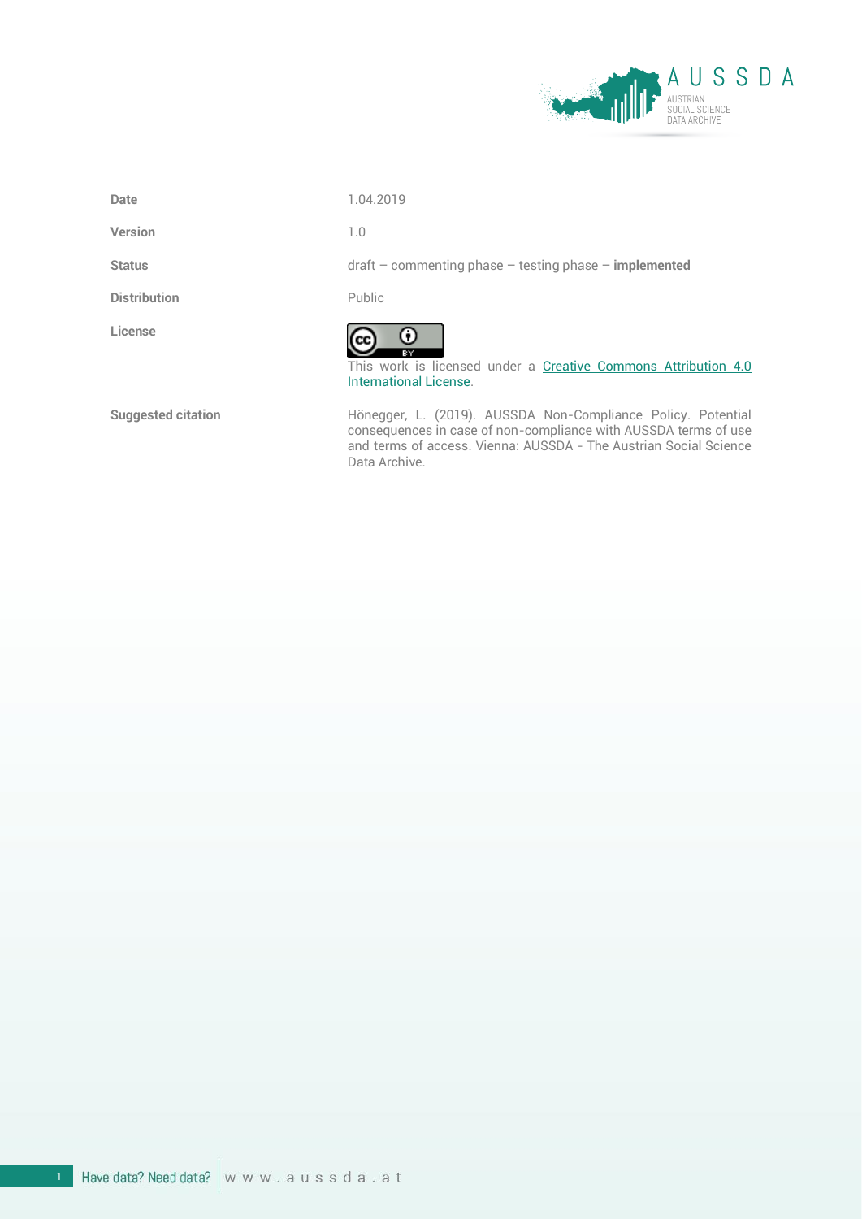| | |
|---|---|
| **Date** | 1.04.2019 |
| **Version** | 1.0 |
| **Status** | draft – commenting phase – testing phase – **implemented** |
| **Distribution** | Public |
| **License** | This work is licensed under a [Creative Commons Attribution 4.0 International License](). |
| **Suggested citation** | Hönegger, L. (2019). AUSSDA Non-Compliance Policy. Potential consequences in case of non-compliance with AUSSDA terms of use and terms of access. Vienna: AUSSDA - The Austrian Social Science Data Archive. |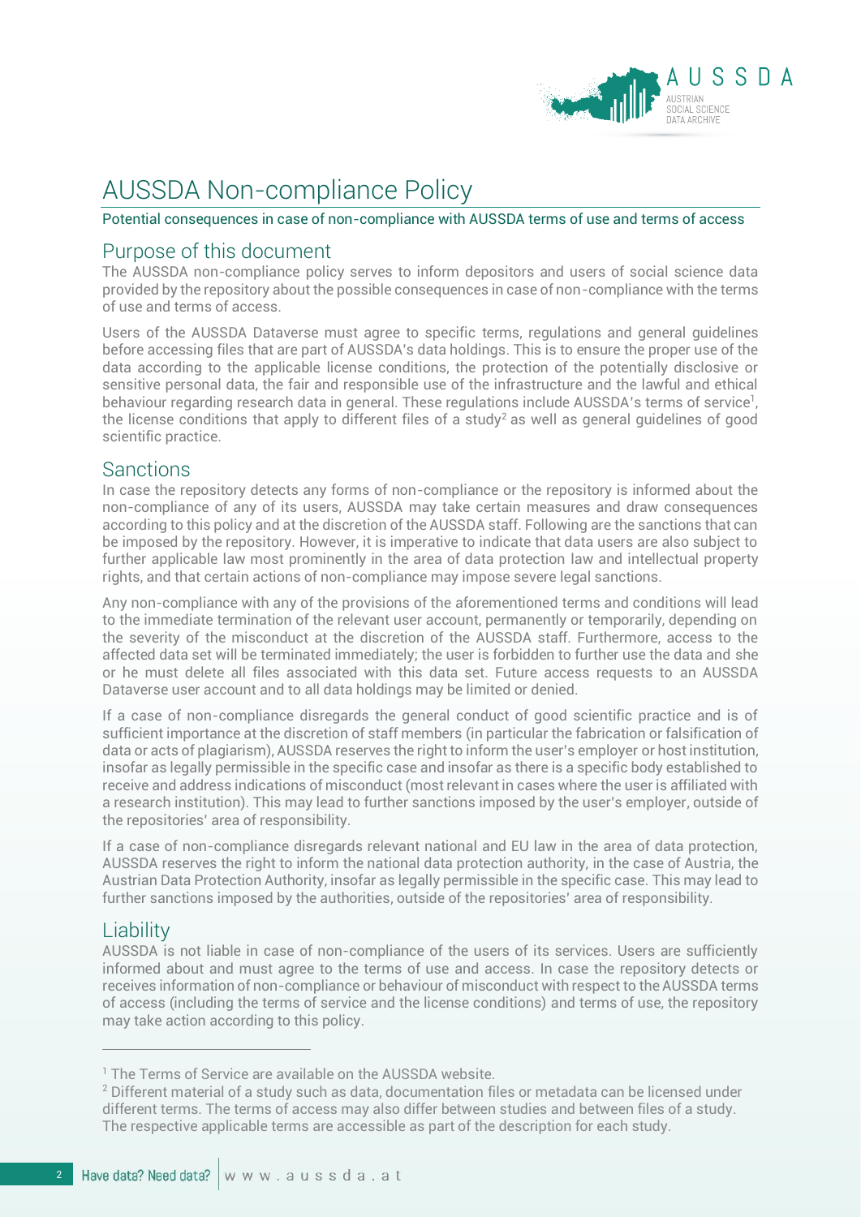# AUSSDA Non-compliance Policy

Potential consequences in case of non-compliance with AUSSDA terms of use and terms of access

## Purpose of this document

The AUSSDA non-compliance policy serves to inform depositors and users of social science data provided by the repository about the possible consequences in case of non-compliance with the terms of use and terms of access.

Users of the AUSSDA Dataverse must agree to specific terms, regulations and general guidelines before accessing files that are part of AUSSDA's data holdings. This is to ensure the proper use of the data according to the applicable license conditions, the protection of the potentially disclosive or sensitive personal data, the fair and responsible use of the infrastructure and the lawful and ethical behaviour regarding research data in general. These regulations include AUSSDA's terms of service[1], the license conditions that apply to different files of a study[2] as well as general guidelines of good scientific practice.

## Sanctions

In case the repository detects any forms of non-compliance or the repository is informed about the non-compliance of any of its users, AUSSDA may take certain measures and draw consequences according to this policy and at the discretion of the AUSSDA staff. Following are the sanctions that can be imposed by the repository. However, it is imperative to indicate that data users are also subject to further applicable law most prominently in the area of data protection law and intellectual property rights, and that certain actions of non-compliance may impose severe legal sanctions.

Any non-compliance with any of the provisions of the aforementioned terms and conditions will lead to the immediate termination of the relevant user account, permanently or temporarily, depending on the severity of the misconduct at the discretion of the AUSSDA staff. Furthermore, access to the affected data set will be terminated immediately; the user is forbidden to further use the data and she or he must delete all files associated with this data set. Future access requests to an AUSSDA Dataverse user account and to all data holdings may be limited or denied.

If a case of non-compliance disregards the general conduct of good scientific practice and is of sufficient importance at the discretion of staff members (in particular the fabrication or falsification of data or acts of plagiarism), AUSSDA reserves the right to inform the user's employer or host institution, insofar as legally permissible in the specific case and insofar as there is a specific body established to receive and address indications of misconduct (most relevant in cases where the user is affiliated with a research institution). This may lead to further sanctions imposed by the user's employer, outside of the repositories' area of responsibility.

If a case of non-compliance disregards relevant national and EU law in the area of data protection, AUSSDA reserves the right to inform the national data protection authority, in the case of Austria, the Austrian Data Protection Authority, insofar as legally permissible in the specific case. This may lead to further sanctions imposed by the authorities, outside of the repositories' area of responsibility.

## Liability

AUSSDA is not liable in case of non-compliance of the users of its services. Users are sufficiently informed about and must agree to the terms of use and access. In case the repository detects or receives information of non-compliance or behaviour of misconduct with respect to the AUSSDA terms of access (including the terms of service and the license conditions) and terms of use, the repository may take action according to this policy.

---

[1] The Terms of Service are available on the AUSSDA website.

[2] Different material of a study such as data, documentation files or metadata can be licensed under different terms. The terms of access may also differ between studies and between files of a study. The respective applicable terms are accessible as part of the description for each study.